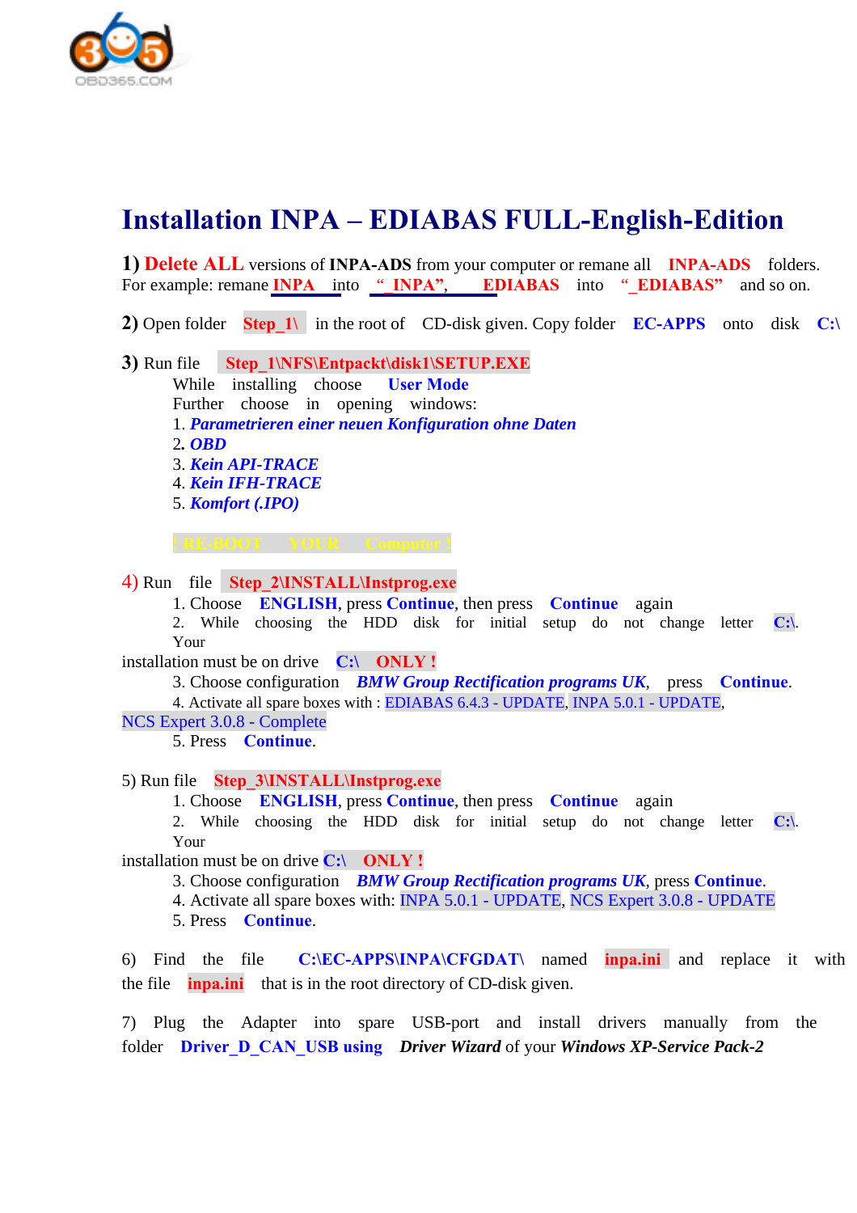# Installation INPA – EDIABAS FULL-English-Edition

**1)** **Delete ALL** versions of **INPA-ADS** from your computer or remane all **INPA-ADS** folders. For example: remane **INPA** into **"_INPA"**, **EDIABAS** into **"_EDIABAS"** and so on.

**2)** Open folder **Step_1\** in the root of CD-disk given. Copy folder **EC-APPS** onto disk **C:\**

**3)** Run file **Step_1\NFS\Entpackt\disk1\SETUP.EXE**

While installing choose **User Mode**

Further choose in opening windows:

1. ***Parametrieren einer neuen Konfiguration ohne Daten***
2. ***OBD***
3. ***Kein API-TRACE***
4. ***Kein IFH-TRACE***
5. ***Komfort (.IPO)***

**! RE-BOOT YOUR Computer !**

4) Run file **Step_2\INSTALL\Instprog.exe**

1. Choose **ENGLISH**, press **Continue**, then press **Continue** again
2. While choosing the HDD disk for initial setup do not change letter **C:\**. Your installation must be on drive **C:\ ONLY !**
3. Choose configuration ***BMW Group Rectification programs UK***, press **Continue**.
4. Activate all spare boxes with : EDIABAS 6.4.3 - UPDATE, INPA 5.0.1 - UPDATE, NCS Expert 3.0.8 - Complete
5. Press **Continue**.

5) Run file **Step_3\INSTALL\Instprog.exe**

1. Choose **ENGLISH**, press **Continue**, then press **Continue** again
2. While choosing the HDD disk for initial setup do not change letter **C:\**. Your installation must be on drive **C:\ ONLY !**
3. Choose configuration ***BMW Group Rectification programs UK***, press **Continue**.
4. Activate all spare boxes with: INPA 5.0.1 - UPDATE, NCS Expert 3.0.8 - UPDATE
5. Press **Continue**.

6) Find the file **C:\EC-APPS\INPA\CFGDAT\** named **inpa.ini** and replace it with the file **inpa.ini** that is in the root directory of CD-disk given.

7) Plug the Adapter into spare USB-port and install drivers manually from the folder **Driver_D_CAN_USB using** ***Driver Wizard*** of your ***Windows XP-Service Pack-2***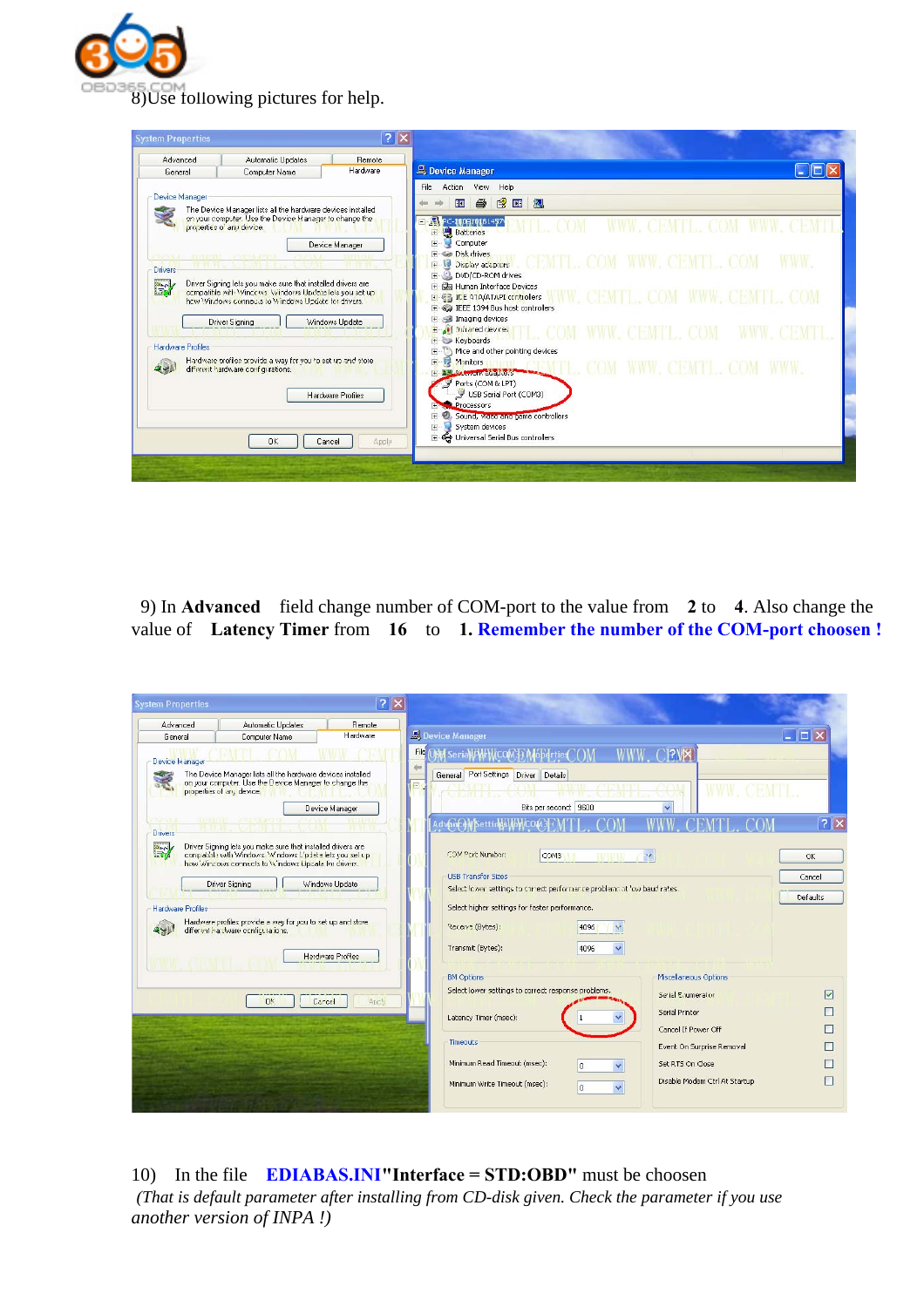8)Use following pictures for help.

9) In **Advanced** field change number of COM-port to the value from **2** to **4**. Also change the value of **Latency Timer** from **16** to **1. Remember the number of the COM-port choosen !**

10) In the file **EDIABAS.INI"Interface = STD:OBD"** must be choosen

*(That is default parameter after installing from CD-disk given. Check the parameter if you use another version of INPA !)*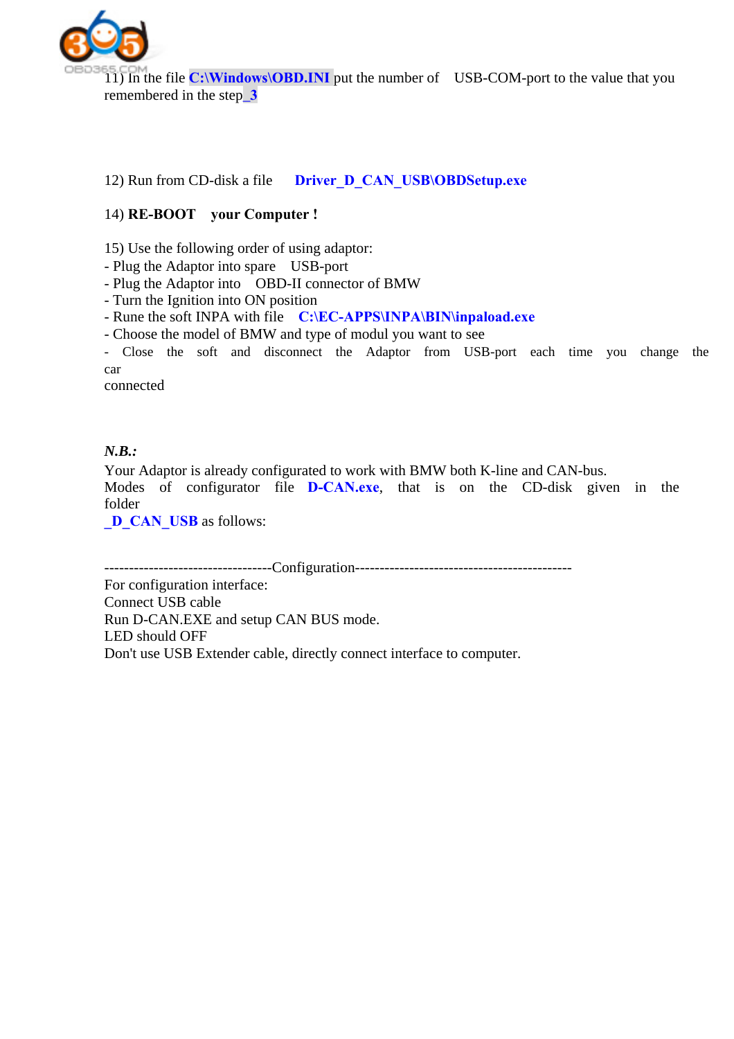11) In the file **C:\Windows\OBD.INI** put the number of USB-COM-port to the value that you remembered in the step **_3**

12) Run from CD-disk a file **Driver_D_CAN_USB\OBDSetup.exe**

14) **RE-BOOT your Computer !**

15) Use the following order of using adaptor:
- Plug the Adaptor into spare USB-port
- Plug the Adaptor into OBD-II connector of BMW
- Turn the Ignition into ON position
- Rune the soft INPA with file **C:\EC-APPS\INPA\BIN\inpaload.exe**
- Choose the model of BMW and type of modul you want to see
- Close the soft and disconnect the Adaptor from USB-port each time you change the car connected

***N.B.:***

Your Adaptor is already configurated to work with BMW both K-line and CAN-bus.
Modes of configurator file **D-CAN.exe**, that is on the CD-disk given in the folder **_D_CAN_USB** as follows:

----------------------------------Configuration--------------------------------------------
For configuration interface:
Connect USB cable
Run D-CAN.EXE and setup CAN BUS mode.
LED should OFF
Don't use USB Extender cable, directly connect interface to computer.